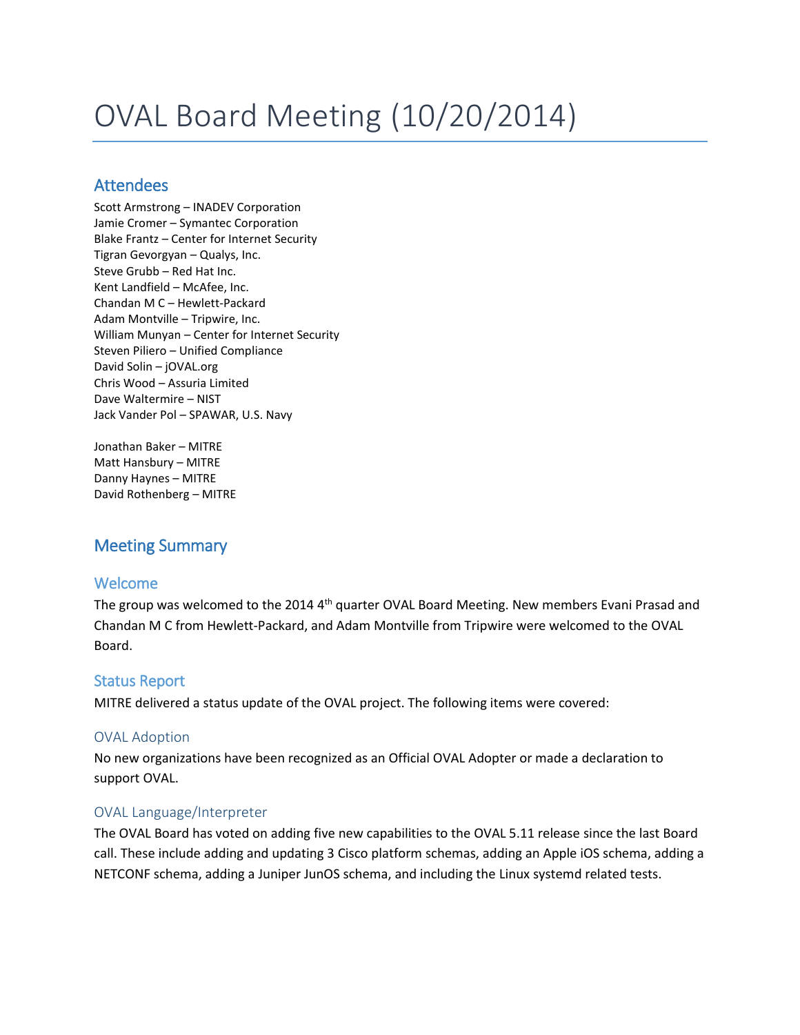# OVAL Board Meeting (10/20/2014)

## Attendees

Scott Armstrong – INADEV Corporation
Jamie Cromer – Symantec Corporation
Blake Frantz – Center for Internet Security
Tigran Gevorgyan – Qualys, Inc.
Steve Grubb – Red Hat Inc.
Kent Landfield – McAfee, Inc.
Chandan M C – Hewlett-Packard
Adam Montville – Tripwire, Inc.
William Munyan – Center for Internet Security
Steven Piliero – Unified Compliance
David Solin – jOVAL.org
Chris Wood – Assuria Limited
Dave Waltermire – NIST
Jack Vander Pol – SPAWAR, U.S. Navy

Jonathan Baker – MITRE
Matt Hansbury – MITRE
Danny Haynes – MITRE
David Rothenberg – MITRE

## Meeting Summary

### Welcome

The group was welcomed to the 2014 4th quarter OVAL Board Meeting. New members Evani Prasad and Chandan M C from Hewlett-Packard, and Adam Montville from Tripwire were welcomed to the OVAL Board.

### Status Report

MITRE delivered a status update of the OVAL project. The following items were covered:

#### OVAL Adoption

No new organizations have been recognized as an Official OVAL Adopter or made a declaration to support OVAL.

#### OVAL Language/Interpreter

The OVAL Board has voted on adding five new capabilities to the OVAL 5.11 release since the last Board call. These include adding and updating 3 Cisco platform schemas, adding an Apple iOS schema, adding a NETCONF schema, adding a Juniper JunOS schema, and including the Linux systemd related tests.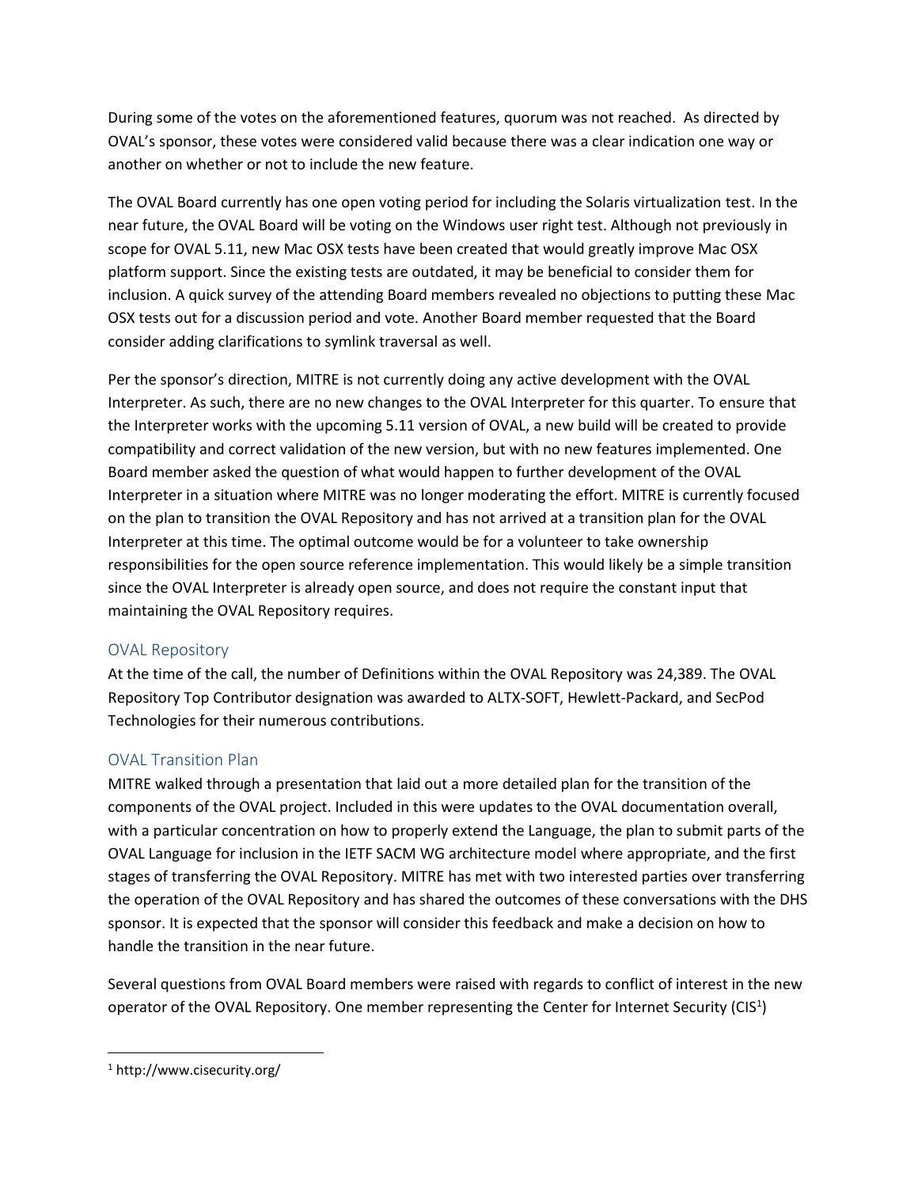During some of the votes on the aforementioned features, quorum was not reached. As directed by OVAL's sponsor, these votes were considered valid because there was a clear indication one way or another on whether or not to include the new feature.

The OVAL Board currently has one open voting period for including the Solaris virtualization test. In the near future, the OVAL Board will be voting on the Windows user right test. Although not previously in scope for OVAL 5.11, new Mac OSX tests have been created that would greatly improve Mac OSX platform support. Since the existing tests are outdated, it may be beneficial to consider them for inclusion. A quick survey of the attending Board members revealed no objections to putting these Mac OSX tests out for a discussion period and vote. Another Board member requested that the Board consider adding clarifications to symlink traversal as well.

Per the sponsor's direction, MITRE is not currently doing any active development with the OVAL Interpreter. As such, there are no new changes to the OVAL Interpreter for this quarter. To ensure that the Interpreter works with the upcoming 5.11 version of OVAL, a new build will be created to provide compatibility and correct validation of the new version, but with no new features implemented. One Board member asked the question of what would happen to further development of the OVAL Interpreter in a situation where MITRE was no longer moderating the effort. MITRE is currently focused on the plan to transition the OVAL Repository and has not arrived at a transition plan for the OVAL Interpreter at this time. The optimal outcome would be for a volunteer to take ownership responsibilities for the open source reference implementation. This would likely be a simple transition since the OVAL Interpreter is already open source, and does not require the constant input that maintaining the OVAL Repository requires.

## OVAL Repository

At the time of the call, the number of Definitions within the OVAL Repository was 24,389. The OVAL Repository Top Contributor designation was awarded to ALTX-SOFT, Hewlett-Packard, and SecPod Technologies for their numerous contributions.

## OVAL Transition Plan

MITRE walked through a presentation that laid out a more detailed plan for the transition of the components of the OVAL project. Included in this were updates to the OVAL documentation overall, with a particular concentration on how to properly extend the Language, the plan to submit parts of the OVAL Language for inclusion in the IETF SACM WG architecture model where appropriate, and the first stages of transferring the OVAL Repository. MITRE has met with two interested parties over transferring the operation of the OVAL Repository and has shared the outcomes of these conversations with the DHS sponsor. It is expected that the sponsor will consider this feedback and make a decision on how to handle the transition in the near future.

Several questions from OVAL Board members were raised with regards to conflict of interest in the new operator of the OVAL Repository. One member representing the Center for Internet Security (CIS[1])

[1] http://www.cisecurity.org/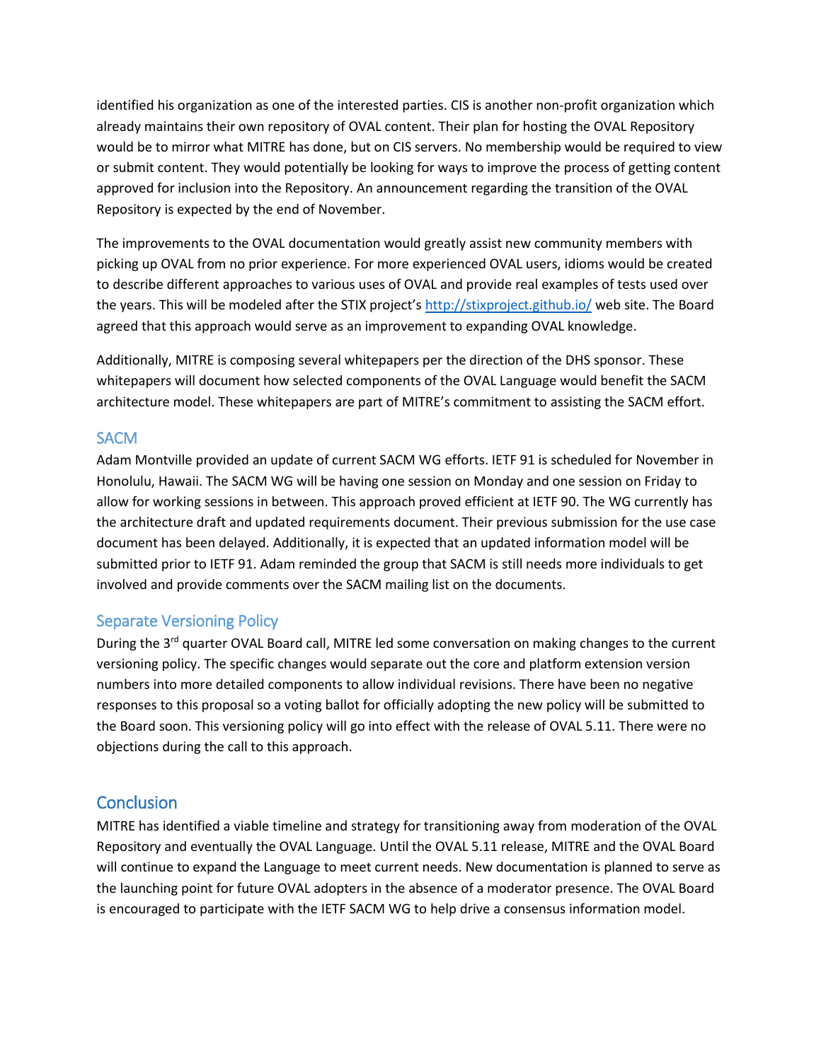identified his organization as one of the interested parties. CIS is another non-profit organization which already maintains their own repository of OVAL content. Their plan for hosting the OVAL Repository would be to mirror what MITRE has done, but on CIS servers. No membership would be required to view or submit content. They would potentially be looking for ways to improve the process of getting content approved for inclusion into the Repository. An announcement regarding the transition of the OVAL Repository is expected by the end of November.

The improvements to the OVAL documentation would greatly assist new community members with picking up OVAL from no prior experience. For more experienced OVAL users, idioms would be created to describe different approaches to various uses of OVAL and provide real examples of tests used over the years. This will be modeled after the STIX project's [http://stixproject.github.io/](http://stixproject.github.io/) web site. The Board agreed that this approach would serve as an improvement to expanding OVAL knowledge.

Additionally, MITRE is composing several whitepapers per the direction of the DHS sponsor. These whitepapers will document how selected components of the OVAL Language would benefit the SACM architecture model. These whitepapers are part of MITRE's commitment to assisting the SACM effort.

### SACM

Adam Montville provided an update of current SACM WG efforts. IETF 91 is scheduled for November in Honolulu, Hawaii. The SACM WG will be having one session on Monday and one session on Friday to allow for working sessions in between. This approach proved efficient at IETF 90. The WG currently has the architecture draft and updated requirements document. Their previous submission for the use case document has been delayed. Additionally, it is expected that an updated information model will be submitted prior to IETF 91. Adam reminded the group that SACM is still needs more individuals to get involved and provide comments over the SACM mailing list on the documents.

### Separate Versioning Policy

During the 3rd quarter OVAL Board call, MITRE led some conversation on making changes to the current versioning policy. The specific changes would separate out the core and platform extension version numbers into more detailed components to allow individual revisions. There have been no negative responses to this proposal so a voting ballot for officially adopting the new policy will be submitted to the Board soon. This versioning policy will go into effect with the release of OVAL 5.11. There were no objections during the call to this approach.

## Conclusion

MITRE has identified a viable timeline and strategy for transitioning away from moderation of the OVAL Repository and eventually the OVAL Language. Until the OVAL 5.11 release, MITRE and the OVAL Board will continue to expand the Language to meet current needs. New documentation is planned to serve as the launching point for future OVAL adopters in the absence of a moderator presence. The OVAL Board is encouraged to participate with the IETF SACM WG to help drive a consensus information model.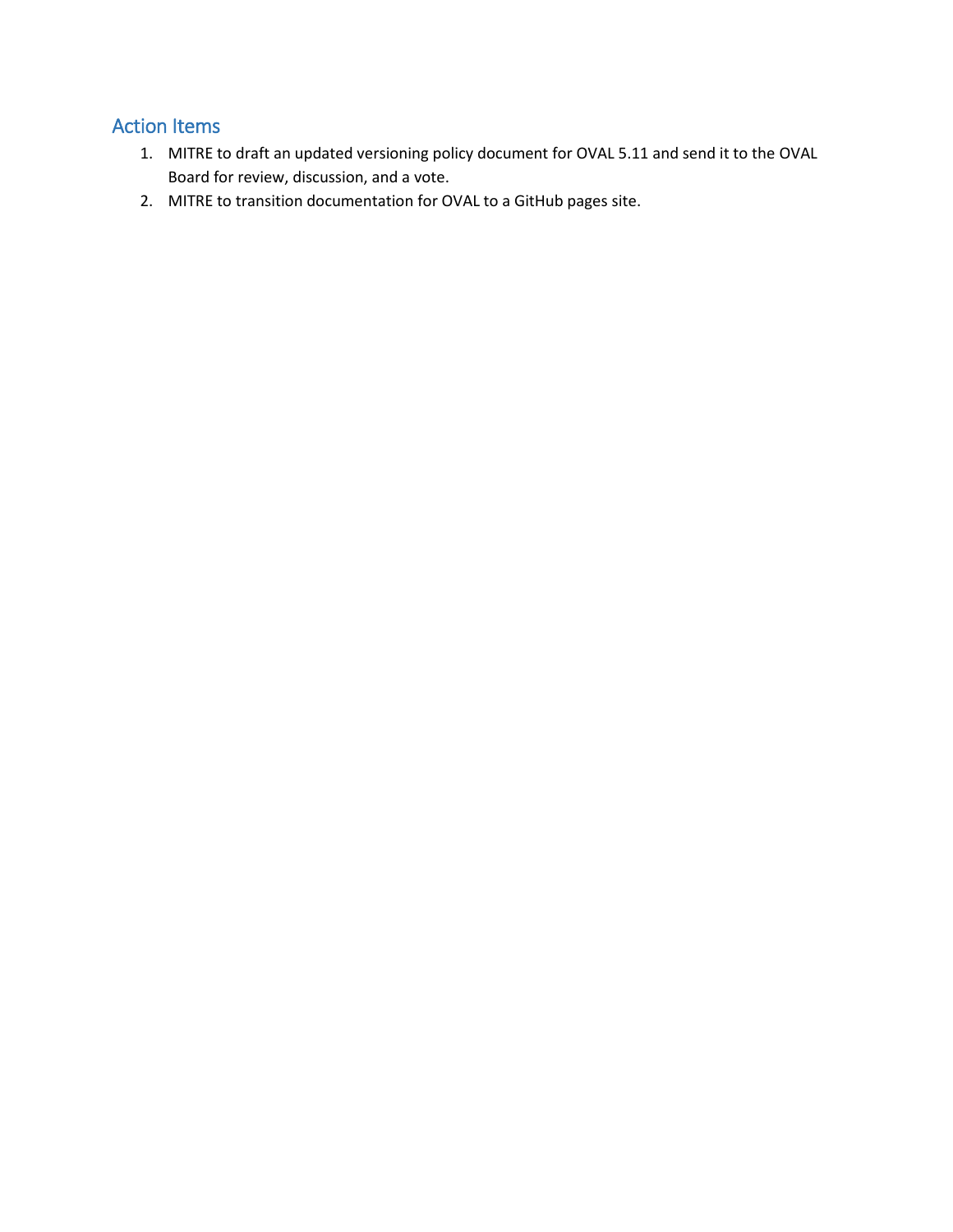## Action Items

1. MITRE to draft an updated versioning policy document for OVAL 5.11 and send it to the OVAL Board for review, discussion, and a vote.
2. MITRE to transition documentation for OVAL to a GitHub pages site.